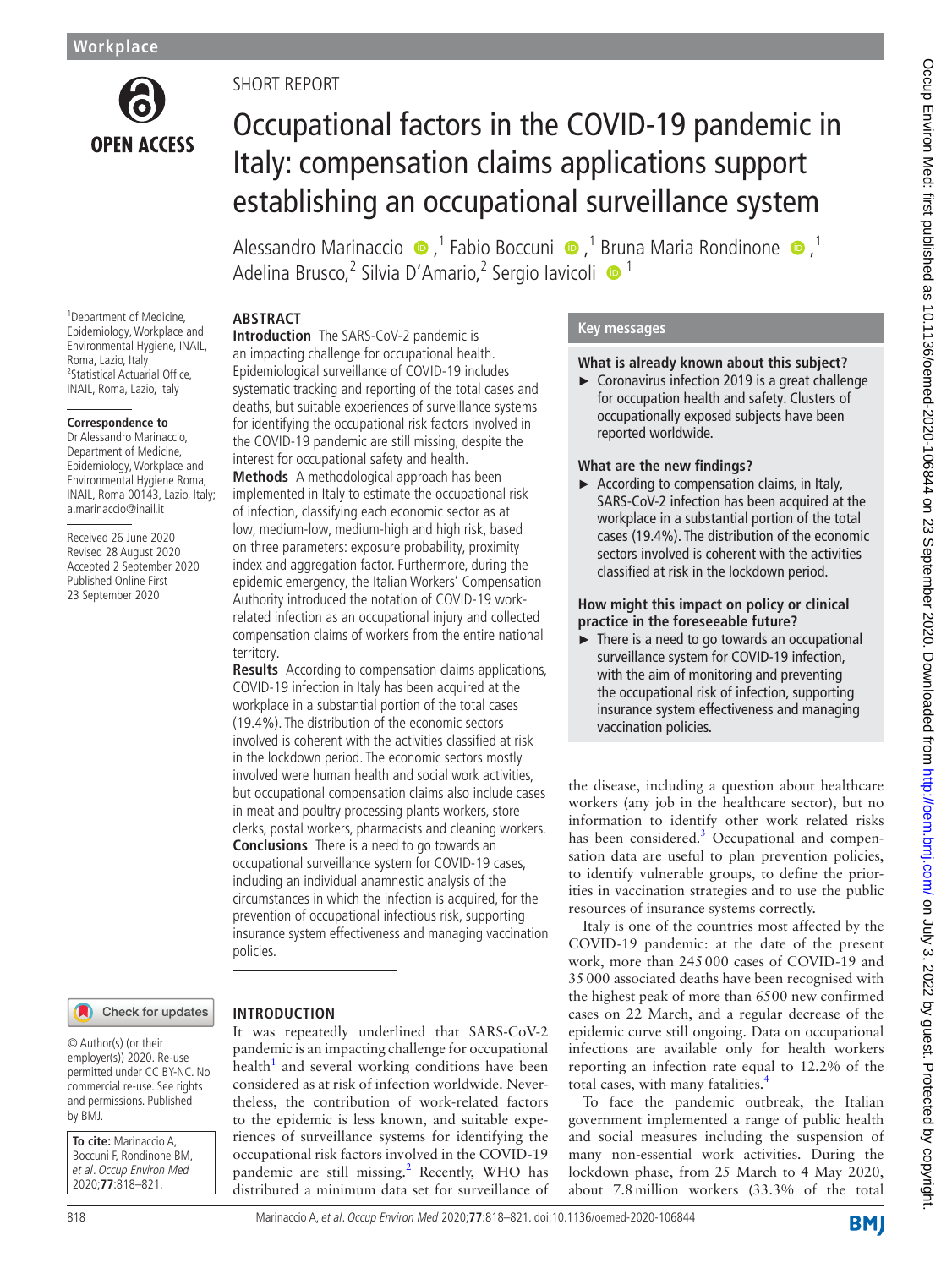Workplace

SHORT REPORT

# Occupational factors in the COVID-19 pandemic in Italy: compensation claims applications support establishing an occupational surveillance system

Alessandro Marinaccio,[1] Fabio Boccuni,[1] Bruna Maria Rondinone,[1] Adelina Brusco,[2] Silvia D'Amario,[2] Sergio Iavicoli[1]

[1]Department of Medicine, Epidemiology, Workplace and Environmental Hygiene, INAIL, Roma, Lazio, Italy
[2]Statistical Actuarial Office, INAIL, Roma, Lazio, Italy

**Correspondence to**
Dr Alessandro Marinaccio, Department of Medicine, Epidemiology, Workplace and Environmental Hygiene Roma, INAIL, Roma 00143, Lazio, Italy; a.marinaccio@inail.it

Received 26 June 2020
Revised 28 August 2020
Accepted 2 September 2020
Published Online First 23 September 2020

## ABSTRACT

**Introduction** The SARS-CoV-2 pandemic is an impacting challenge for occupational health. Epidemiological surveillance of COVID-19 includes systematic tracking and reporting of the total cases and deaths, but suitable experiences of surveillance systems for identifying the occupational risk factors involved in the COVID-19 pandemic are still missing, despite the interest for occupational safety and health.

**Methods** A methodological approach has been implemented in Italy to estimate the occupational risk of infection, classifying each economic sector as at low, medium-low, medium-high and high risk, based on three parameters: exposure probability, proximity index and aggregation factor. Furthermore, during the epidemic emergency, the Italian Workers' Compensation Authority introduced the notation of COVID-19 work-related infection as an occupational injury and collected compensation claims of workers from the entire national territory.

**Results** According to compensation claims applications, COVID-19 infection in Italy has been acquired at the workplace in a substantial portion of the total cases (19.4%). The distribution of the economic sectors involved is coherent with the activities classified at risk in the lockdown period. The economic sectors mostly involved were human health and social work activities, but occupational compensation claims also include cases in meat and poultry processing plants workers, store clerks, postal workers, pharmacists and cleaning workers.

**Conclusions** There is a need to go towards an occupational surveillance system for COVID-19 cases, including an individual anamnestic analysis of the circumstances in which the infection is acquired, for the prevention of occupational infectious risk, supporting insurance system effectiveness and managing vaccination policies.

## Key messages

**What is already known about this subject?**

- Coronavirus infection 2019 is a great challenge for occupation health and safety. Clusters of occupationally exposed subjects have been reported worldwide.

**What are the new findings?**

- According to compensation claims, in Italy, SARS-CoV-2 infection has been acquired at the workplace in a substantial portion of the total cases (19.4%). The distribution of the economic sectors involved is coherent with the activities classified at risk in the lockdown period.

**How might this impact on policy or clinical practice in the foreseeable future?**

- There is a need to go towards an occupational surveillance system for COVID-19 infection, with the aim of monitoring and preventing the occupational risk of infection, supporting insurance system effectiveness and managing vaccination policies.

© Author(s) (or their employer(s)) 2020. Re-use permitted under CC BY-NC. No commercial re-use. See rights and permissions. Published by BMJ.

**To cite:** Marinaccio A, Boccuni F, Rondinone BM, *et al. Occup Environ Med* 2020;**77**:818–821.

## INTRODUCTION

It was repeatedly underlined that SARS-CoV-2 pandemic is an impacting challenge for occupational health[1] and several working conditions have been considered as at risk of infection worldwide. Nevertheless, the contribution of work-related factors to the epidemic is less known, and suitable experiences of surveillance systems for identifying the occupational risk factors involved in the COVID-19 pandemic are still missing.[2] Recently, WHO has distributed a minimum data set for surveillance of the disease, including a question about healthcare workers (any job in the healthcare sector), but no information to identify other work related risks has been considered.[3] Occupational and compensation data are useful to plan prevention policies, to identify vulnerable groups, to define the priorities in vaccination strategies and to use the public resources of insurance systems correctly.

Italy is one of the countries most affected by the COVID-19 pandemic: at the date of the present work, more than 245 000 cases of COVID-19 and 35 000 associated deaths have been recognised with the highest peak of more than 6500 new confirmed cases on 22 March, and a regular decrease of the epidemic curve still ongoing. Data on occupational infections are available only for health workers reporting an infection rate equal to 12.2% of the total cases, with many fatalities.[4]

To face the pandemic outbreak, the Italian government implemented a range of public health and social measures including the suspension of many non-essential work activities. During the lockdown phase, from 25 March to 4 May 2020, about 7.8 million workers (33.3% of the total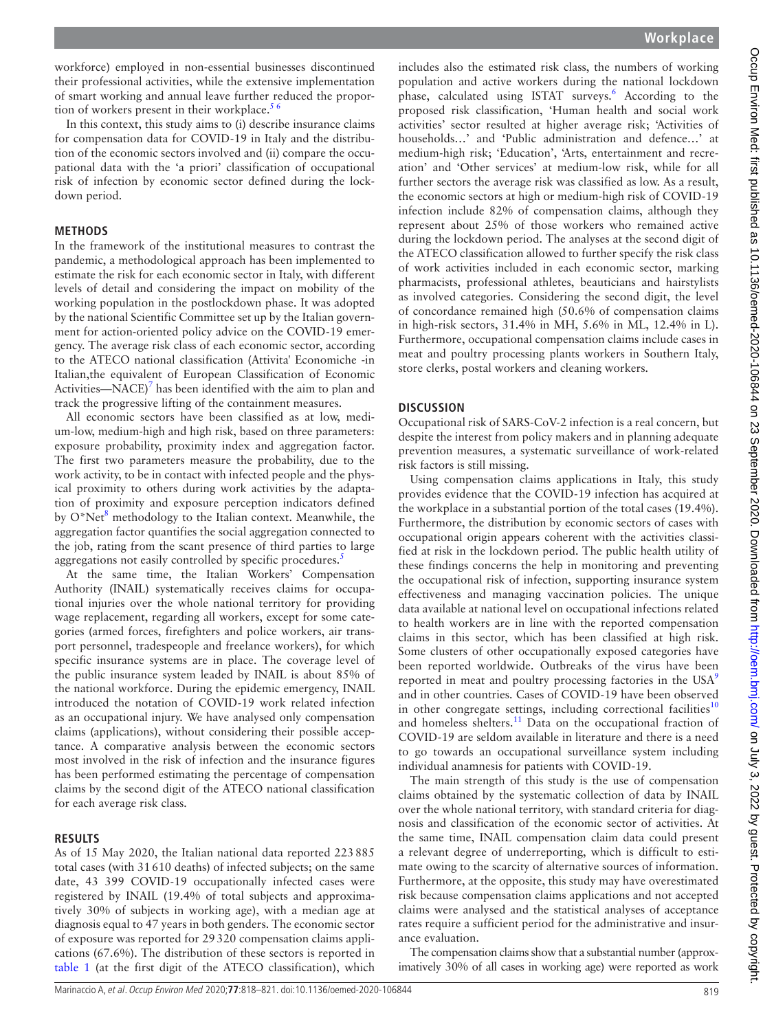workforce) employed in non-essential businesses discontinued their professional activities, while the extensive implementation of smart working and annual leave further reduced the proportion of workers present in their workplace.[5 6]

In this context, this study aims to (i) describe insurance claims for compensation data for COVID-19 in Italy and the distribution of the economic sectors involved and (ii) compare the occupational data with the 'a priori' classification of occupational risk of infection by economic sector defined during the lockdown period.

## METHODS

In the framework of the institutional measures to contrast the pandemic, a methodological approach has been implemented to estimate the risk for each economic sector in Italy, with different levels of detail and considering the impact on mobility of the working population in the postlockdown phase. It was adopted by the national Scientific Committee set up by the Italian government for action-oriented policy advice on the COVID-19 emergency. The average risk class of each economic sector, according to the ATECO national classification (Attivita' Economiche -in Italian,the equivalent of European Classification of Economic Activities—NACE)[7] has been identified with the aim to plan and track the progressive lifting of the containment measures.

All economic sectors have been classified as at low, medium-low, medium-high and high risk, based on three parameters: exposure probability, proximity index and aggregation factor. The first two parameters measure the probability, due to the work activity, to be in contact with infected people and the physical proximity to others during work activities by the adaptation of proximity and exposure perception indicators defined by O*Net[8] methodology to the Italian context. Meanwhile, the aggregation factor quantifies the social aggregation connected to the job, rating from the scant presence of third parties to large aggregations not easily controlled by specific procedures.[5]

At the same time, the Italian Workers' Compensation Authority (INAIL) systematically receives claims for occupational injuries over the whole national territory for providing wage replacement, regarding all workers, except for some categories (armed forces, firefighters and police workers, air transport personnel, tradespeople and freelance workers), for which specific insurance systems are in place. The coverage level of the public insurance system leaded by INAIL is about 85% of the national workforce. During the epidemic emergency, INAIL introduced the notation of COVID-19 work related infection as an occupational injury. We have analysed only compensation claims (applications), without considering their possible acceptance. A comparative analysis between the economic sectors most involved in the risk of infection and the insurance figures has been performed estimating the percentage of compensation claims by the second digit of the ATECO national classification for each average risk class.

## RESULTS

As of 15 May 2020, the Italian national data reported 223 885 total cases (with 31 610 deaths) of infected subjects; on the same date, 43 399 COVID-19 occupationally infected cases were registered by INAIL (19.4% of total subjects and approximatively 30% of subjects in working age), with a median age at diagnosis equal to 47 years in both genders. The economic sector of exposure was reported for 29 320 compensation claims applications (67.6%). The distribution of these sectors is reported in table 1 (at the first digit of the ATECO classification), which includes also the estimated risk class, the numbers of working population and active workers during the national lockdown phase, calculated using ISTAT surveys.[6] According to the proposed risk classification, 'Human health and social work activities' sector resulted at higher average risk; 'Activities of households…' and 'Public administration and defence…' at medium-high risk; 'Education', 'Arts, entertainment and recreation' and 'Other services' at medium-low risk, while for all further sectors the average risk was classified as low. As a result, the economic sectors at high or medium-high risk of COVID-19 infection include 82% of compensation claims, although they represent about 25% of those workers who remained active during the lockdown period. The analyses at the second digit of the ATECO classification allowed to further specify the risk class of work activities included in each economic sector, marking pharmacists, professional athletes, beauticians and hairstylists as involved categories. Considering the second digit, the level of concordance remained high (50.6% of compensation claims in high-risk sectors, 31.4% in MH, 5.6% in ML, 12.4% in L). Furthermore, occupational compensation claims include cases in meat and poultry processing plants workers in Southern Italy, store clerks, postal workers and cleaning workers.

## DISCUSSION

Occupational risk of SARS-CoV-2 infection is a real concern, but despite the interest from policy makers and in planning adequate prevention measures, a systematic surveillance of work-related risk factors is still missing.

Using compensation claims applications in Italy, this study provides evidence that the COVID-19 infection has acquired at the workplace in a substantial portion of the total cases (19.4%). Furthermore, the distribution by economic sectors of cases with occupational origin appears coherent with the activities classified at risk in the lockdown period. The public health utility of these findings concerns the help in monitoring and preventing the occupational risk of infection, supporting insurance system effectiveness and managing vaccination policies. The unique data available at national level on occupational infections related to health workers are in line with the reported compensation claims in this sector, which has been classified at high risk. Some clusters of other occupationally exposed categories have been reported worldwide. Outbreaks of the virus have been reported in meat and poultry processing factories in the USA[9] and in other countries. Cases of COVID-19 have been observed in other congregate settings, including correctional facilities[10] and homeless shelters.[11] Data on the occupational fraction of COVID-19 are seldom available in literature and there is a need to go towards an occupational surveillance system including individual anamnesis for patients with COVID-19.

The main strength of this study is the use of compensation claims obtained by the systematic collection of data by INAIL over the whole national territory, with standard criteria for diagnosis and classification of the economic sector of activities. At the same time, INAIL compensation claim data could present a relevant degree of underreporting, which is difficult to estimate owing to the scarcity of alternative sources of information. Furthermore, at the opposite, this study may have overestimated risk because compensation claims applications and not accepted claims were analysed and the statistical analyses of acceptance rates require a sufficient period for the administrative and insurance evaluation.

The compensation claims show that a substantial number (approximatively 30% of all cases in working age) were reported as work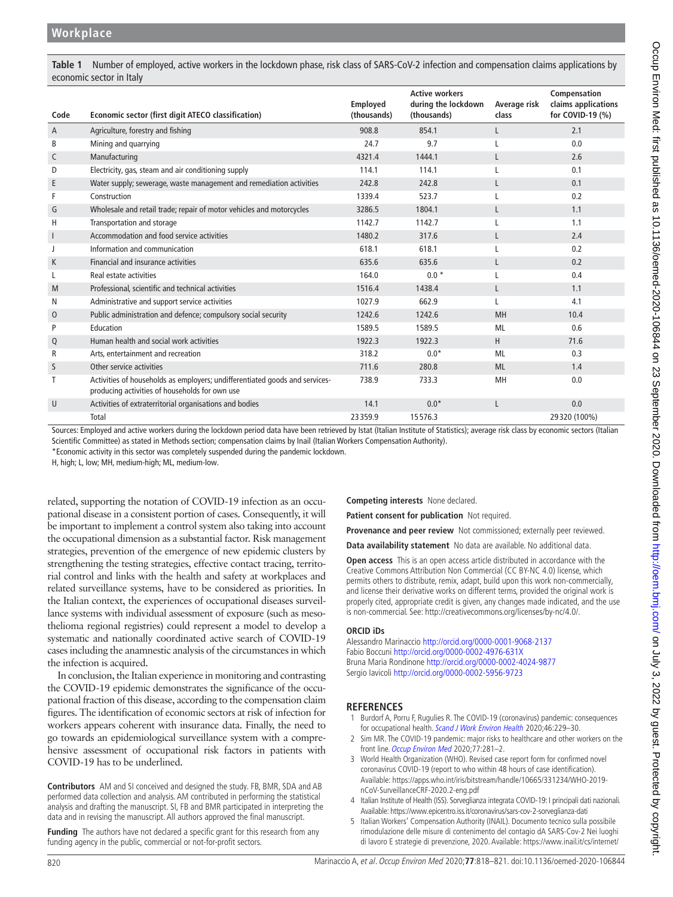**Table 1** Number of employed, active workers in the lockdown phase, risk class of SARS-CoV-2 infection and compensation claims applications by economic sector in Italy

| Code | Economic sector (first digit ATECO classification) | Employed (thousands) | Active workers during the lockdown (thousands) | Average risk class | Compensation claims applications for COVID-19 (%) |
|---|---|---|---|---|---|
| A | Agriculture, forestry and fishing | 908.8 | 854.1 | L | 2.1 |
| B | Mining and quarrying | 24.7 | 9.7 | L | 0.0 |
| C | Manufacturing | 4321.4 | 1444.1 | L | 2.6 |
| D | Electricity, gas, steam and air conditioning supply | 114.1 | 114.1 | L | 0.1 |
| E | Water supply; sewerage, waste management and remediation activities | 242.8 | 242.8 | L | 0.1 |
| F | Construction | 1339.4 | 523.7 | L | 0.2 |
| G | Wholesale and retail trade; repair of motor vehicles and motorcycles | 3286.5 | 1804.1 | L | 1.1 |
| H | Transportation and storage | 1142.7 | 1142.7 | L | 1.1 |
| I | Accommodation and food service activities | 1480.2 | 317.6 | L | 2.4 |
| J | Information and communication | 618.1 | 618.1 | L | 0.2 |
| K | Financial and insurance activities | 635.6 | 635.6 | L | 0.2 |
| L | Real estate activities | 164.0 | 0.0 * | L | 0.4 |
| M | Professional, scientific and technical activities | 1516.4 | 1438.4 | L | 1.1 |
| N | Administrative and support service activities | 1027.9 | 662.9 | L | 4.1 |
| O | Public administration and defence; compulsory social security | 1242.6 | 1242.6 | MH | 10.4 |
| P | Education | 1589.5 | 1589.5 | ML | 0.6 |
| Q | Human health and social work activities | 1922.3 | 1922.3 | H | 71.6 |
| R | Arts, entertainment and recreation | 318.2 | 0.0* | ML | 0.3 |
| S | Other service activities | 711.6 | 280.8 | ML | 1.4 |
| T | Activities of households as employers; undifferentiated goods and services-producing activities of households for own use | 738.9 | 733.3 | MH | 0.0 |
| U | Activities of extraterritorial organisations and bodies | 14.1 | 0.0* | L | 0.0 |
| | Total | 23 359.9 | 15 576.3 | | 29 320 (100%) |

Sources: Employed and active workers during the lockdown period data have been retrieved by Istat (Italian Institute of Statistics); average risk class by economic sectors (Italian Scientific Committee) as stated in Methods section; compensation claims by Inail (Italian Workers Compensation Authority).

*Economic activity in this sector was completely suspended during the pandemic lockdown.

H, high; L, low; MH, medium-high; ML, medium-low.

related, supporting the notation of COVID-19 infection as an occupational disease in a consistent portion of cases. Consequently, it will be important to implement a control system also taking into account the occupational dimension as a substantial factor. Risk management strategies, prevention of the emergence of new epidemic clusters by strengthening the testing strategies, effective contact tracing, territorial control and links with the health and safety at workplaces and related surveillance systems, have to be considered as priorities. In the Italian context, the experiences of occupational diseases surveillance systems with individual assessment of exposure (such as mesothelioma regional registries) could represent a model to develop a systematic and nationally coordinated active search of COVID-19 cases including the anamnestic analysis of the circumstances in which the infection is acquired.

In conclusion, the Italian experience in monitoring and contrasting the COVID-19 epidemic demonstrates the significance of the occupational fraction of this disease, according to the compensation claim figures. The identification of economic sectors at risk of infection for workers appears coherent with insurance data. Finally, the need to go towards an epidemiological surveillance system with a comprehensive assessment of occupational risk factors in patients with COVID-19 has to be underlined.

**Contributors** AM and SI conceived and designed the study. FB, BMR, SDA and AB performed data collection and analysis. AM contributed in performing the statistical analysis and drafting the manuscript. SI, FB and BMR participated in interpreting the data and in revising the manuscript. All authors approved the final manuscript.

**Funding** The authors have not declared a specific grant for this research from any funding agency in the public, commercial or not-for-profit sectors.

**Competing interests** None declared.

**Patient consent for publication** Not required.

**Provenance and peer review** Not commissioned; externally peer reviewed.

**Data availability statement** No data are available. No additional data.

**Open access** This is an open access article distributed in accordance with the Creative Commons Attribution Non Commercial (CC BY-NC 4.0) license, which permits others to distribute, remix, adapt, build upon this work non-commercially, and license their derivative works on different terms, provided the original work is properly cited, appropriate credit is given, any changes made indicated, and the use is non-commercial. See: http://creativecommons.org/licenses/by-nc/4.0/.

**ORCID iDs**

Alessandro Marinaccio http://orcid.org/0000-0001-9068-2137
Fabio Boccuni http://orcid.org/0000-0002-4976-631X
Bruna Maria Rondinone http://orcid.org/0000-0002-4024-9877
Sergio Iavicoli http://orcid.org/0000-0002-5956-9723

## REFERENCES

1. Burdorf A, Porru F, Rugulies R. The COVID-19 (coronavirus) pandemic: consequences for occupational health. *Scand J Work Environ Health* 2020;46:229–30.
2. Sim MR. The COVID-19 pandemic: major risks to healthcare and other workers on the front line. *Occup Environ Med* 2020;77:281–2.
3. World Health Organization (WHO). Revised case report form for confirmed novel coronavirus COVID-19 (report to who within 48 hours of case identification). Available: https://apps.who.int/iris/bitstream/handle/10665/331234/WHO-2019-nCoV-SurveillanceCRF-2020.2-eng.pdf
4. Italian Institute of Health (ISS). Sorveglianza integrata COVID-19: I principali dati nazionali. Available: https://www.epicentro.iss.it/coronavirus/sars-cov-2-sorveglianza-dati
5. Italian Workers' Compensation Authority (INAIL). Documento tecnico sulla possibile rimodulazione delle misure di contenimento del contagio dA SARS-Cov-2 Nei luoghi di lavoro E strategie di prevenzione, 2020. Available: https://www.inail.it/cs/internet/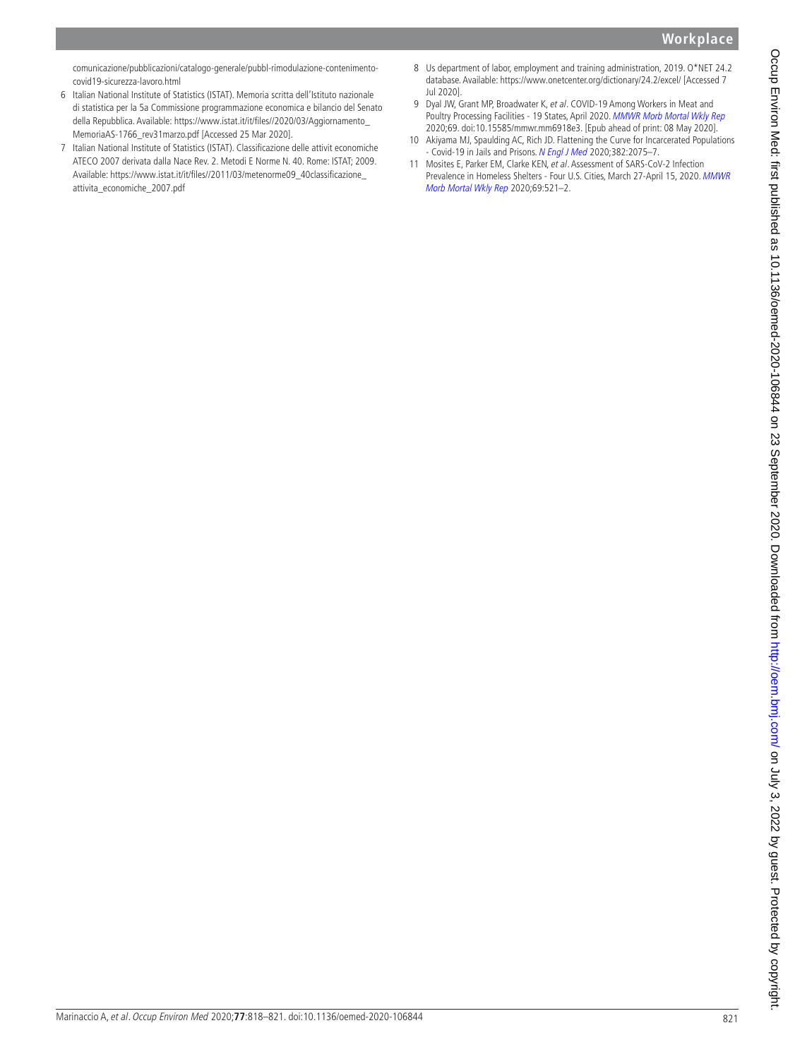comunicazione/pubblicazioni/catalogo-generale/pubbl-rimodulazione-contenimento-covid19-sicurezza-lavoro.html

6 Italian National Institute of Statistics (ISTAT). Memoria scritta dell'Istituto nazionale di statistica per la 5a Commissione programmazione economica e bilancio del Senato della Repubblica. Available: https://www.istat.it/it/files//2020/03/Aggiornamento_MemoriaAS-1766_rev31marzo.pdf [Accessed 25 Mar 2020].

7 Italian National Institute of Statistics (ISTAT). Classificazione delle attivit economiche ATECO 2007 derivata dalla Nace Rev. 2. Metodi E Norme N. 40. Rome: ISTAT; 2009. Available: https://www.istat.it/it/files//2011/03/metenorme09_40classificazione_attivita_economiche_2007.pdf

8 Us department of labor, employment and training administration, 2019. O*NET 24.2 database. Available: https://www.onetcenter.org/dictionary/24.2/excel/ [Accessed 7 Jul 2020].

9 Dyal JW, Grant MP, Broadwater K, *et al*. COVID-19 Among Workers in Meat and Poultry Processing Facilities - 19 States, April 2020. *MMWR Morb Mortal Wkly Rep* 2020;69. doi:10.15585/mmwr.mm6918e3. [Epub ahead of print: 08 May 2020].

10 Akiyama MJ, Spaulding AC, Rich JD. Flattening the Curve for Incarcerated Populations - Covid-19 in Jails and Prisons. *N Engl J Med* 2020;382:2075–7.

11 Mosites E, Parker EM, Clarke KEN, *et al*. Assessment of SARS-CoV-2 Infection Prevalence in Homeless Shelters - Four U.S. Cities, March 27-April 15, 2020. *MMWR Morb Mortal Wkly Rep* 2020;69:521–2.